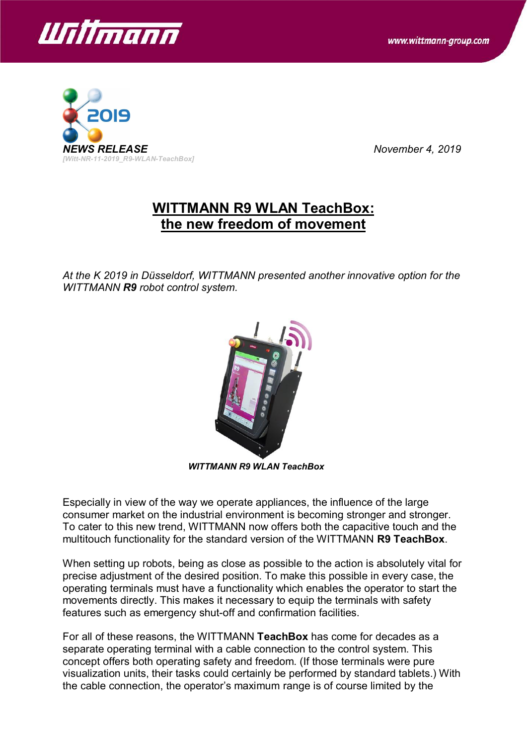*NEWS RELEASE*

*[Witt-NR-11-2019_R9-WLAN-TeachBox]*

*November 4, 2019*

# WITTMANN R9 WLAN TeachBox: the new freedom of movement

*At the K 2019 in Düsseldorf, WITTMANN presented another innovative option for the WITTMANN **R9** robot control system.*

***WITTMANN R9 WLAN TeachBox***

Especially in view of the way we operate appliances, the influence of the large consumer market on the industrial environment is becoming stronger and stronger. To cater to this new trend, WITTMANN now offers both the capacitive touch and the multitouch functionality for the standard version of the WITTMANN **R9 TeachBox**.

When setting up robots, being as close as possible to the action is absolutely vital for precise adjustment of the desired position. To make this possible in every case, the operating terminals must have a functionality which enables the operator to start the movements directly. This makes it necessary to equip the terminals with safety features such as emergency shut-off and confirmation facilities.

For all of these reasons, the WITTMANN **TeachBox** has come for decades as a separate operating terminal with a cable connection to the control system. This concept offers both operating safety and freedom. (If those terminals were pure visualization units, their tasks could certainly be performed by standard tablets.) With the cable connection, the operator's maximum range is of course limited by the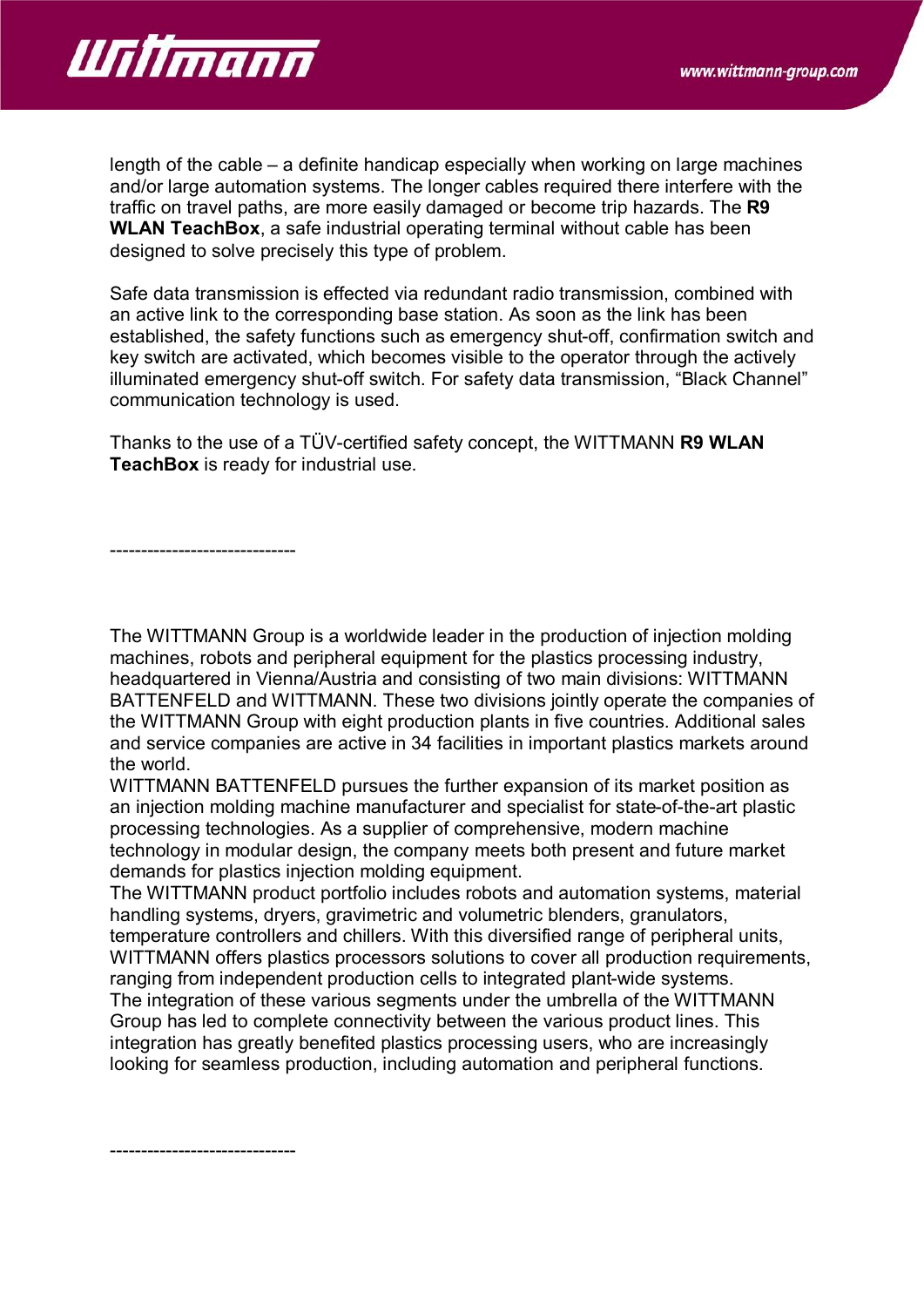length of the cable – a definite handicap especially when working on large machines and/or large automation systems. The longer cables required there interfere with the traffic on travel paths, are more easily damaged or become trip hazards. The **R9 WLAN TeachBox**, a safe industrial operating terminal without cable has been designed to solve precisely this type of problem.

Safe data transmission is effected via redundant radio transmission, combined with an active link to the corresponding base station. As soon as the link has been established, the safety functions such as emergency shut-off, confirmation switch and key switch are activated, which becomes visible to the operator through the actively illuminated emergency shut-off switch. For safety data transmission, “Black Channel” communication technology is used.

Thanks to the use of a TÜV-certified safety concept, the WITTMANN **R9 WLAN TeachBox** is ready for industrial use.

------------------------------

The WITTMANN Group is a worldwide leader in the production of injection molding machines, robots and peripheral equipment for the plastics processing industry, headquartered in Vienna/Austria and consisting of two main divisions: WITTMANN BATTENFELD and WITTMANN. These two divisions jointly operate the companies of the WITTMANN Group with eight production plants in five countries. Additional sales and service companies are active in 34 facilities in important plastics markets around the world.
WITTMANN BATTENFELD pursues the further expansion of its market position as an injection molding machine manufacturer and specialist for state-of-the-art plastic processing technologies. As a supplier of comprehensive, modern machine technology in modular design, the company meets both present and future market demands for plastics injection molding equipment.
The WITTMANN product portfolio includes robots and automation systems, material handling systems, dryers, gravimetric and volumetric blenders, granulators, temperature controllers and chillers. With this diversified range of peripheral units, WITTMANN offers plastics processors solutions to cover all production requirements, ranging from independent production cells to integrated plant-wide systems.
The integration of these various segments under the umbrella of the WITTMANN Group has led to complete connectivity between the various product lines. This integration has greatly benefited plastics processing users, who are increasingly looking for seamless production, including automation and peripheral functions.

------------------------------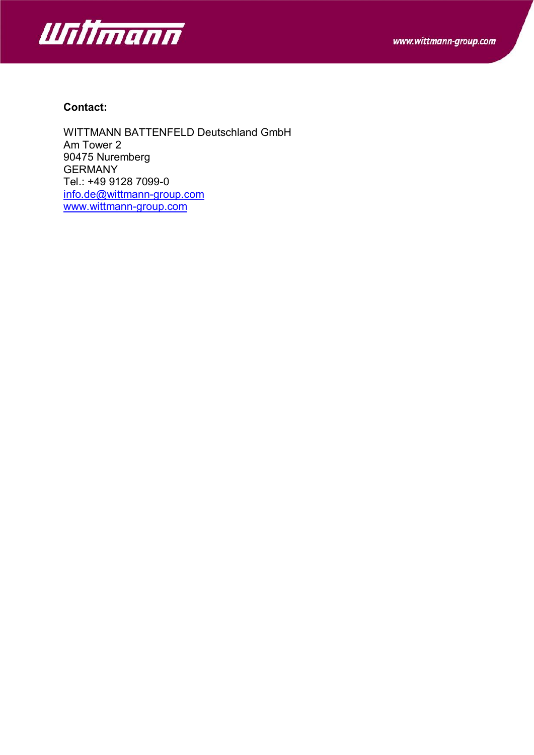**Contact:**

WITTMANN BATTENFELD Deutschland GmbH
Am Tower 2
90475 Nuremberg
GERMANY
Tel.: +49 9128 7099-0
info.de@wittmann-group.com
www.wittmann-group.com